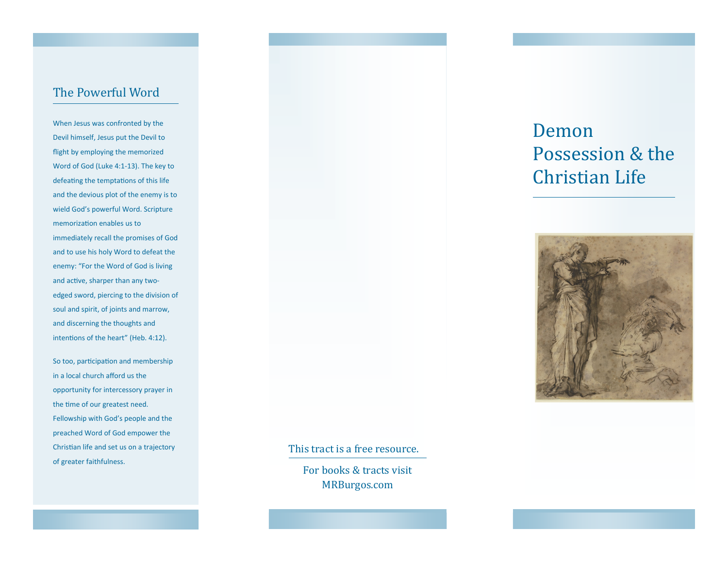## The Powerful Word

When Jesus was confronted by the Devil himself, Jesus put the Devil to flight by employing the memorized Word of God (Luke 4:1-13). The key to defeating the temptations of this life and the devious plot of the enemy is to wield God's powerful Word. Scripture memorization enables us to immediately recall the promises of God and to use his holy Word to defeat the enemy: "For the Word of God is living and active, sharper than any two-edged sword, piercing to the division of soul and spirit, of joints and marrow, and discerning the thoughts and intentions of the heart" (Heb. 4:12).

So too, participation and membership in a local church afford us the opportunity for intercessory prayer in the time of our greatest need. Fellowship with God's people and the preached Word of God empower the Christian life and set us on a trajectory of greater faithfulness.

This tract is a free resource.

For books & tracts visit
MRBurgos.com

# Demon Possession & the Christian Life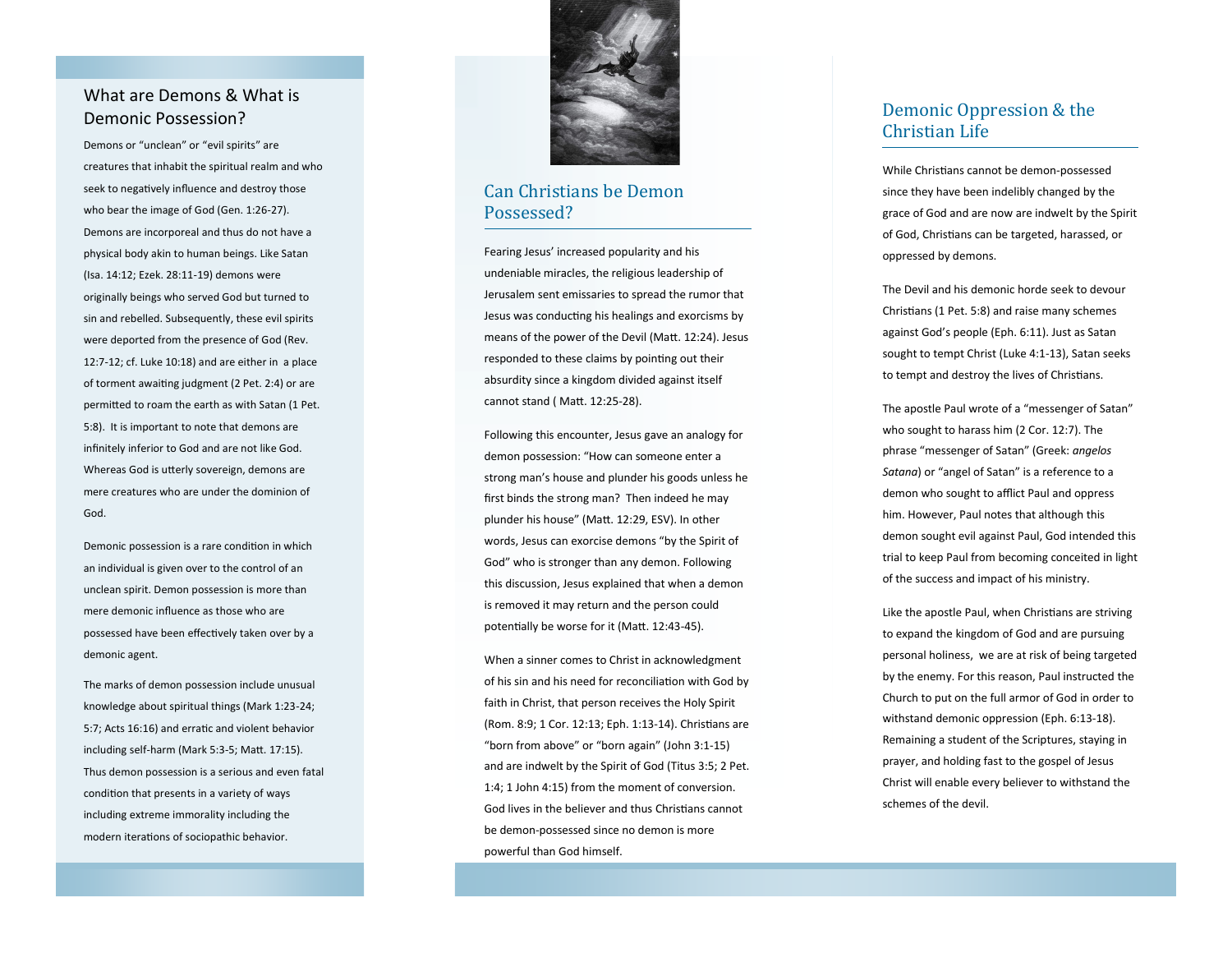## What are Demons & What is Demonic Possession?

Demons or "unclean" or "evil spirits" are creatures that inhabit the spiritual realm and who seek to negatively influence and destroy those who bear the image of God (Gen. 1:26-27). Demons are incorporeal and thus do not have a physical body akin to human beings. Like Satan (Isa. 14:12; Ezek. 28:11-19) demons were originally beings who served God but turned to sin and rebelled. Subsequently, these evil spirits were deported from the presence of God (Rev. 12:7-12; cf. Luke 10:18) and are either in a place of torment awaiting judgment (2 Pet. 2:4) or are permitted to roam the earth as with Satan (1 Pet. 5:8). It is important to note that demons are infinitely inferior to God and are not like God. Whereas God is utterly sovereign, demons are mere creatures who are under the dominion of God.

Demonic possession is a rare condition in which an individual is given over to the control of an unclean spirit. Demon possession is more than mere demonic influence as those who are possessed have been effectively taken over by a demonic agent.

The marks of demon possession include unusual knowledge about spiritual things (Mark 1:23-24; 5:7; Acts 16:16) and erratic and violent behavior including self-harm (Mark 5:3-5; Matt. 17:15). Thus demon possession is a serious and even fatal condition that presents in a variety of ways including extreme immorality including the modern iterations of sociopathic behavior.

## Can Christians be Demon Possessed?

Fearing Jesus' increased popularity and his undeniable miracles, the religious leadership of Jerusalem sent emissaries to spread the rumor that Jesus was conducting his healings and exorcisms by means of the power of the Devil (Matt. 12:24). Jesus responded to these claims by pointing out their absurdity since a kingdom divided against itself cannot stand ( Matt. 12:25-28).

Following this encounter, Jesus gave an analogy for demon possession: "How can someone enter a strong man's house and plunder his goods unless he first binds the strong man? Then indeed he may plunder his house" (Matt. 12:29, ESV). In other words, Jesus can exorcise demons "by the Spirit of God" who is stronger than any demon. Following this discussion, Jesus explained that when a demon is removed it may return and the person could potentially be worse for it (Matt. 12:43-45).

When a sinner comes to Christ in acknowledgment of his sin and his need for reconciliation with God by faith in Christ, that person receives the Holy Spirit (Rom. 8:9; 1 Cor. 12:13; Eph. 1:13-14). Christians are "born from above" or "born again" (John 3:1-15) and are indwelt by the Spirit of God (Titus 3:5; 2 Pet. 1:4; 1 John 4:15) from the moment of conversion. God lives in the believer and thus Christians cannot be demon-possessed since no demon is more powerful than God himself.

## Demonic Oppression & the Christian Life

While Christians cannot be demon-possessed since they have been indelibly changed by the grace of God and are now are indwelt by the Spirit of God, Christians can be targeted, harassed, or oppressed by demons.

The Devil and his demonic horde seek to devour Christians (1 Pet. 5:8) and raise many schemes against God's people (Eph. 6:11). Just as Satan sought to tempt Christ (Luke 4:1-13), Satan seeks to tempt and destroy the lives of Christians.

The apostle Paul wrote of a "messenger of Satan" who sought to harass him (2 Cor. 12:7). The phrase "messenger of Satan" (Greek: *angelos Satana*) or "angel of Satan" is a reference to a demon who sought to afflict Paul and oppress him. However, Paul notes that although this demon sought evil against Paul, God intended this trial to keep Paul from becoming conceited in light of the success and impact of his ministry.

Like the apostle Paul, when Christians are striving to expand the kingdom of God and are pursuing personal holiness, we are at risk of being targeted by the enemy. For this reason, Paul instructed the Church to put on the full armor of God in order to withstand demonic oppression (Eph. 6:13-18). Remaining a student of the Scriptures, staying in prayer, and holding fast to the gospel of Jesus Christ will enable every believer to withstand the schemes of the devil.